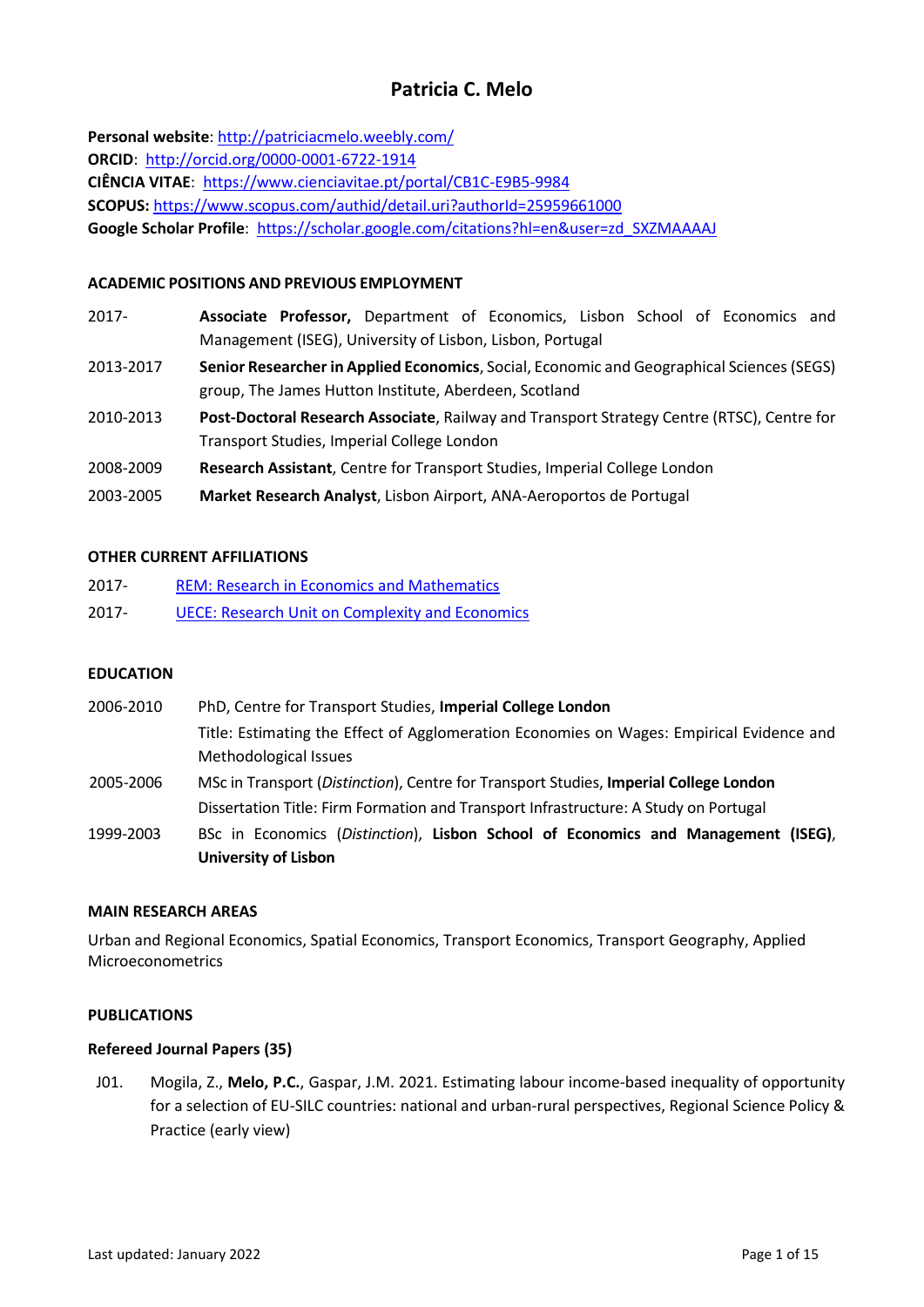# Patricia C. Melo

**Personal website**: [http://patriciacmelo.weebly.com/](http://patriciacmelo.weebly.com/)
**ORCID**: [http://orcid.org/0000-0001-6722-1914](http://orcid.org/0000-0001-6722-1914)
**CIÊNCIA VITAE**: [https://www.cienciavitae.pt/portal/CB1C-E9B5-9984](https://www.cienciavitae.pt/portal/CB1C-E9B5-9984)
**SCOPUS:** [https://www.scopus.com/authid/detail.uri?authorId=25959661000](https://www.scopus.com/authid/detail.uri?authorId=25959661000)
**Google Scholar Profile**: [https://scholar.google.com/citations?hl=en&user=zd_SXZMAAAAJ](https://scholar.google.com/citations?hl=en&user=zd_SXZMAAAAJ)

## ACADEMIC POSITIONS AND PREVIOUS EMPLOYMENT

2017- **Associate Professor,** Department of Economics, Lisbon School of Economics and Management (ISEG), University of Lisbon, Lisbon, Portugal

2013-2017 **Senior Researcher in Applied Economics**, Social, Economic and Geographical Sciences (SEGS) group, The James Hutton Institute, Aberdeen, Scotland

2010-2013 **Post-Doctoral Research Associate**, Railway and Transport Strategy Centre (RTSC), Centre for Transport Studies, Imperial College London

2008-2009 **Research Assistant**, Centre for Transport Studies, Imperial College London

2003-2005 **Market Research Analyst**, Lisbon Airport, ANA-Aeroportos de Portugal

## OTHER CURRENT AFFILIATIONS

2017- [REM: Research in Economics and Mathematics]()

2017- [UECE: Research Unit on Complexity and Economics]()

## EDUCATION

2006-2010 PhD, Centre for Transport Studies, **Imperial College London**
Title: Estimating the Effect of Agglomeration Economies on Wages: Empirical Evidence and Methodological Issues

2005-2006 MSc in Transport (*Distinction*), Centre for Transport Studies, **Imperial College London**
Dissertation Title: Firm Formation and Transport Infrastructure: A Study on Portugal

1999-2003 BSc in Economics (*Distinction*), **Lisbon School of Economics and Management (ISEG)**, **University of Lisbon**

## MAIN RESEARCH AREAS

Urban and Regional Economics, Spatial Economics, Transport Economics, Transport Geography, Applied Microeconometrics

## PUBLICATIONS

### Refereed Journal Papers (35)

J01. Mogila, Z., **Melo, P.C.**, Gaspar, J.M. 2021. Estimating labour income-based inequality of opportunity for a selection of EU-SILC countries: national and urban-rural perspectives, Regional Science Policy & Practice (early view)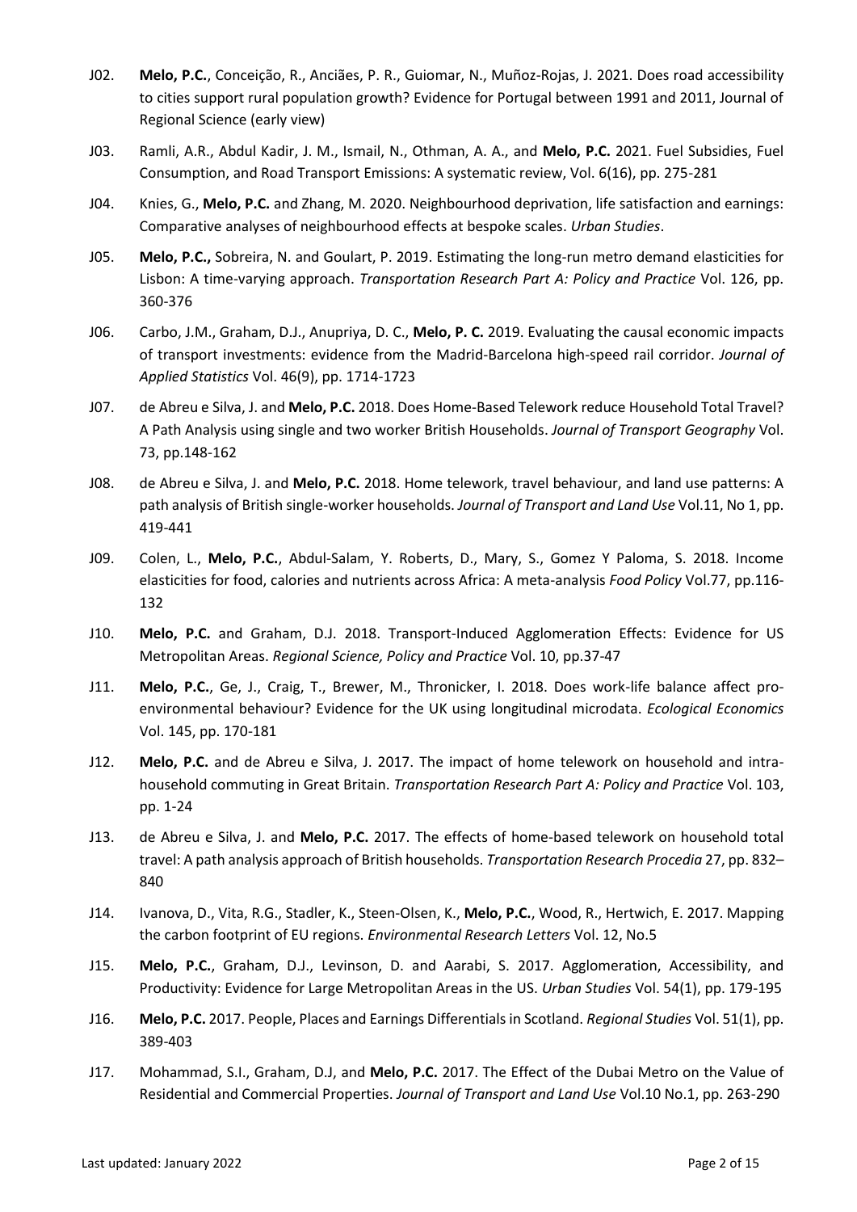J02. **Melo, P.C.**, Conceição, R., Anciães, P. R., Guiomar, N., Muñoz-Rojas, J. 2021. Does road accessibility to cities support rural population growth? Evidence for Portugal between 1991 and 2011, Journal of Regional Science (early view)

J03. Ramli, A.R., Abdul Kadir, J. M., Ismail, N., Othman, A. A., and **Melo, P.C.** 2021. Fuel Subsidies, Fuel Consumption, and Road Transport Emissions: A systematic review, Vol. 6(16), pp. 275-281

J04. Knies, G., **Melo, P.C.** and Zhang, M. 2020. Neighbourhood deprivation, life satisfaction and earnings: Comparative analyses of neighbourhood effects at bespoke scales. *Urban Studies*.

J05. **Melo, P.C.,** Sobreira, N. and Goulart, P. 2019. Estimating the long-run metro demand elasticities for Lisbon: A time-varying approach. *Transportation Research Part A: Policy and Practice* Vol. 126, pp. 360-376

J06. Carbo, J.M., Graham, D.J., Anupriya, D. C., **Melo, P. C.** 2019. Evaluating the causal economic impacts of transport investments: evidence from the Madrid-Barcelona high-speed rail corridor. *Journal of Applied Statistics* Vol. 46(9), pp. 1714-1723

J07. de Abreu e Silva, J. and **Melo, P.C.** 2018. Does Home-Based Telework reduce Household Total Travel? A Path Analysis using single and two worker British Households. *Journal of Transport Geography* Vol. 73, pp.148-162

J08. de Abreu e Silva, J. and **Melo, P.C.** 2018. Home telework, travel behaviour, and land use patterns: A path analysis of British single-worker households. *Journal of Transport and Land Use* Vol.11, No 1, pp. 419-441

J09. Colen, L., **Melo, P.C.**, Abdul-Salam, Y. Roberts, D., Mary, S., Gomez Y Paloma, S. 2018. Income elasticities for food, calories and nutrients across Africa: A meta-analysis *Food Policy* Vol.77, pp.116-132

J10. **Melo, P.C.** and Graham, D.J. 2018. Transport-Induced Agglomeration Effects: Evidence for US Metropolitan Areas. *Regional Science, Policy and Practice* Vol. 10, pp.37-47

J11. **Melo, P.C.**, Ge, J., Craig, T., Brewer, M., Thronicker, I. 2018. Does work-life balance affect pro-environmental behaviour? Evidence for the UK using longitudinal microdata. *Ecological Economics* Vol. 145, pp. 170-181

J12. **Melo, P.C.** and de Abreu e Silva, J. 2017. The impact of home telework on household and intra-household commuting in Great Britain. *Transportation Research Part A: Policy and Practice* Vol. 103, pp. 1-24

J13. de Abreu e Silva, J. and **Melo, P.C.** 2017. The effects of home-based telework on household total travel: A path analysis approach of British households. *Transportation Research Procedia* 27, pp. 832–840

J14. Ivanova, D., Vita, R.G., Stadler, K., Steen-Olsen, K., **Melo, P.C.**, Wood, R., Hertwich, E. 2017. Mapping the carbon footprint of EU regions. *Environmental Research Letters* Vol. 12, No.5

J15. **Melo, P.C.**, Graham, D.J., Levinson, D. and Aarabi, S. 2017. Agglomeration, Accessibility, and Productivity: Evidence for Large Metropolitan Areas in the US. *Urban Studies* Vol. 54(1), pp. 179-195

J16. **Melo, P.C.** 2017. People, Places and Earnings Differentials in Scotland. *Regional Studies* Vol. 51(1), pp. 389-403

J17. Mohammad, S.I., Graham, D.J, and **Melo, P.C.** 2017. The Effect of the Dubai Metro on the Value of Residential and Commercial Properties. *Journal of Transport and Land Use* Vol.10 No.1, pp. 263-290

Last updated: January 2022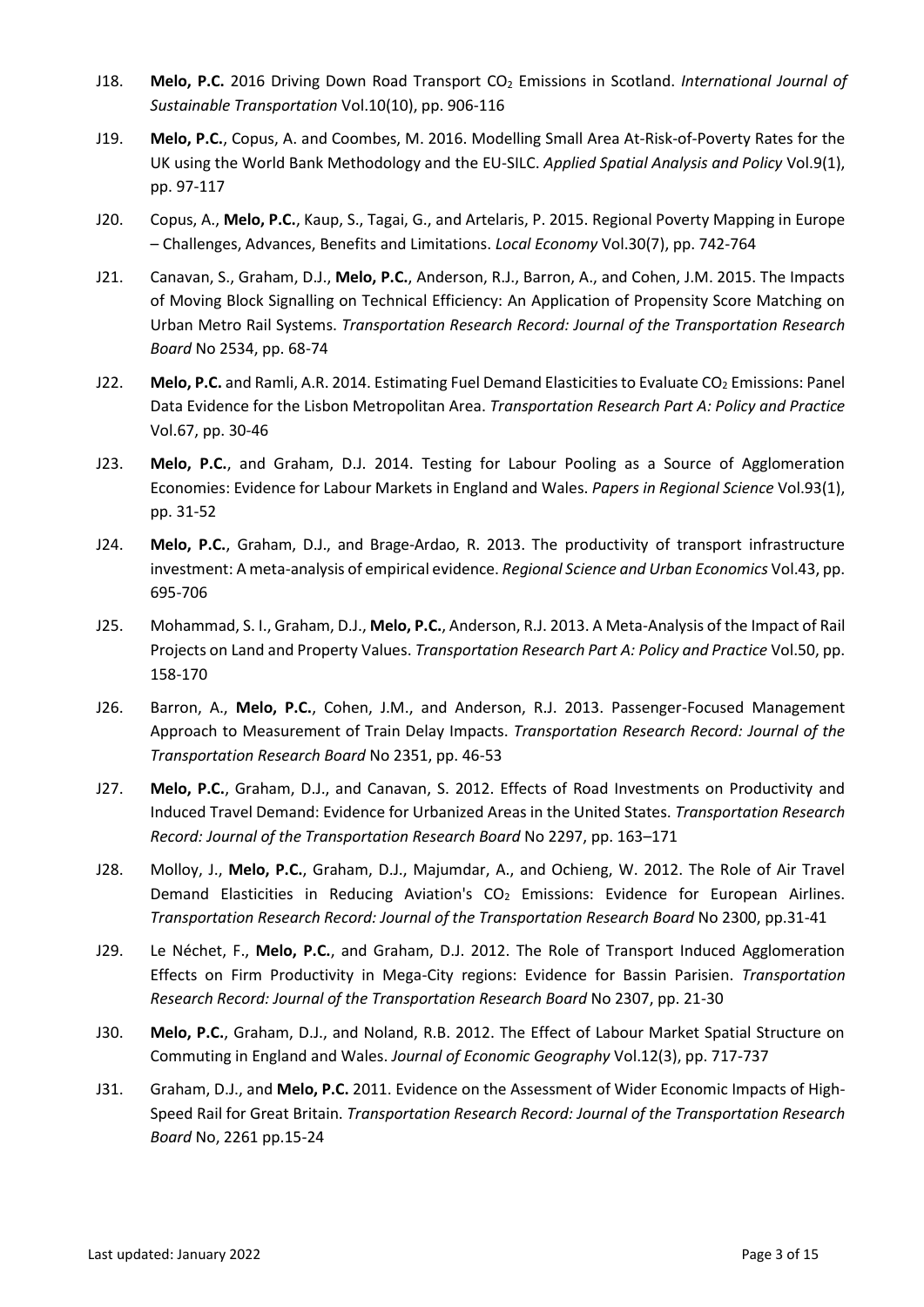J18. **Melo, P.C.** 2016 Driving Down Road Transport $CO_2$ Emissions in Scotland. *International Journal of Sustainable Transportation* Vol.10(10), pp. 906-116

J19. **Melo, P.C.**, Copus, A. and Coombes, M. 2016. Modelling Small Area At-Risk-of-Poverty Rates for the UK using the World Bank Methodology and the EU-SILC. *Applied Spatial Analysis and Policy* Vol.9(1), pp. 97-117

J20. Copus, A., **Melo, P.C.**, Kaup, S., Tagai, G., and Artelaris, P. 2015. Regional Poverty Mapping in Europe – Challenges, Advances, Benefits and Limitations. *Local Economy* Vol.30(7), pp. 742-764

J21. Canavan, S., Graham, D.J., **Melo, P.C.**, Anderson, R.J., Barron, A., and Cohen, J.M. 2015. The Impacts of Moving Block Signalling on Technical Efficiency: An Application of Propensity Score Matching on Urban Metro Rail Systems. *Transportation Research Record: Journal of the Transportation Research Board* No 2534, pp. 68-74

J22. **Melo, P.C.** and Ramli, A.R. 2014. Estimating Fuel Demand Elasticities to Evaluate $CO_2$ Emissions: Panel Data Evidence for the Lisbon Metropolitan Area. *Transportation Research Part A: Policy and Practice* Vol.67, pp. 30-46

J23. **Melo, P.C.**, and Graham, D.J. 2014. Testing for Labour Pooling as a Source of Agglomeration Economies: Evidence for Labour Markets in England and Wales. *Papers in Regional Science* Vol.93(1), pp. 31-52

J24. **Melo, P.C.**, Graham, D.J., and Brage-Ardao, R. 2013. The productivity of transport infrastructure investment: A meta-analysis of empirical evidence. *Regional Science and Urban Economics* Vol.43, pp. 695-706

J25. Mohammad, S. I., Graham, D.J., **Melo, P.C.**, Anderson, R.J. 2013. A Meta-Analysis of the Impact of Rail Projects on Land and Property Values. *Transportation Research Part A: Policy and Practice* Vol.50, pp. 158-170

J26. Barron, A., **Melo, P.C.**, Cohen, J.M., and Anderson, R.J. 2013. Passenger-Focused Management Approach to Measurement of Train Delay Impacts. *Transportation Research Record: Journal of the Transportation Research Board* No 2351, pp. 46-53

J27. **Melo, P.C.**, Graham, D.J., and Canavan, S. 2012. Effects of Road Investments on Productivity and Induced Travel Demand: Evidence for Urbanized Areas in the United States. *Transportation Research Record: Journal of the Transportation Research Board* No 2297, pp. 163–171

J28. Molloy, J., **Melo, P.C.**, Graham, D.J., Majumdar, A., and Ochieng, W. 2012. The Role of Air Travel Demand Elasticities in Reducing Aviation's $CO_2$ Emissions: Evidence for European Airlines. *Transportation Research Record: Journal of the Transportation Research Board* No 2300, pp.31-41

J29. Le Néchet, F., **Melo, P.C.**, and Graham, D.J. 2012. The Role of Transport Induced Agglomeration Effects on Firm Productivity in Mega-City regions: Evidence for Bassin Parisien. *Transportation Research Record: Journal of the Transportation Research Board* No 2307, pp. 21-30

J30. **Melo, P.C.**, Graham, D.J., and Noland, R.B. 2012. The Effect of Labour Market Spatial Structure on Commuting in England and Wales. *Journal of Economic Geography* Vol.12(3), pp. 717-737

J31. Graham, D.J., and **Melo, P.C.** 2011. Evidence on the Assessment of Wider Economic Impacts of High-Speed Rail for Great Britain. *Transportation Research Record: Journal of the Transportation Research Board* No, 2261 pp.15-24

Last updated: January 2022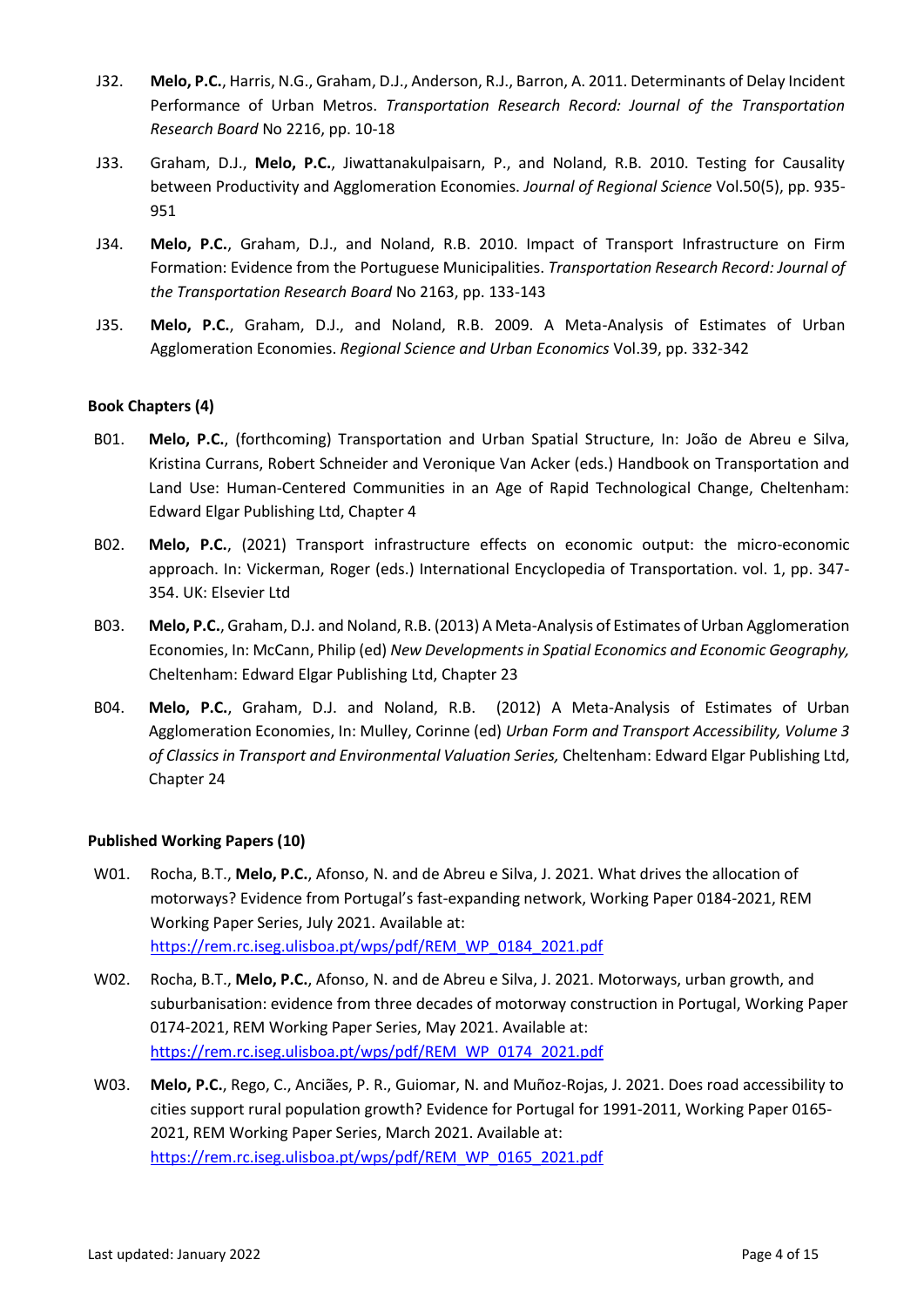J32. **Melo, P.C.**, Harris, N.G., Graham, D.J., Anderson, R.J., Barron, A. 2011. Determinants of Delay Incident Performance of Urban Metros. *Transportation Research Record: Journal of the Transportation Research Board* No 2216, pp. 10-18

J33. Graham, D.J., **Melo, P.C.**, Jiwattanakulpaisarn, P., and Noland, R.B. 2010. Testing for Causality between Productivity and Agglomeration Economies. *Journal of Regional Science* Vol.50(5), pp. 935-951

J34. **Melo, P.C.**, Graham, D.J., and Noland, R.B. 2010. Impact of Transport Infrastructure on Firm Formation: Evidence from the Portuguese Municipalities. *Transportation Research Record: Journal of the Transportation Research Board* No 2163, pp. 133-143

J35. **Melo, P.C.**, Graham, D.J., and Noland, R.B. 2009. A Meta-Analysis of Estimates of Urban Agglomeration Economies. *Regional Science and Urban Economics* Vol.39, pp. 332-342

### Book Chapters (4)

B01. **Melo, P.C.**, (forthcoming) Transportation and Urban Spatial Structure, In: João de Abreu e Silva, Kristina Currans, Robert Schneider and Veronique Van Acker (eds.) Handbook on Transportation and Land Use: Human-Centered Communities in an Age of Rapid Technological Change, Cheltenham: Edward Elgar Publishing Ltd, Chapter 4

B02. **Melo, P.C.**, (2021) Transport infrastructure effects on economic output: the micro-economic approach. In: Vickerman, Roger (eds.) International Encyclopedia of Transportation. vol. 1, pp. 347-354. UK: Elsevier Ltd

B03. **Melo, P.C.**, Graham, D.J. and Noland, R.B. (2013) A Meta-Analysis of Estimates of Urban Agglomeration Economies, In: McCann, Philip (ed) *New Developments in Spatial Economics and Economic Geography,* Cheltenham: Edward Elgar Publishing Ltd, Chapter 23

B04. **Melo, P.C.**, Graham, D.J. and Noland, R.B. (2012) A Meta-Analysis of Estimates of Urban Agglomeration Economies, In: Mulley, Corinne (ed) *Urban Form and Transport Accessibility, Volume 3 of Classics in Transport and Environmental Valuation Series,* Cheltenham: Edward Elgar Publishing Ltd, Chapter 24

### Published Working Papers (10)

W01. Rocha, B.T., **Melo, P.C.**, Afonso, N. and de Abreu e Silva, J. 2021. What drives the allocation of motorways? Evidence from Portugal's fast-expanding network, Working Paper 0184-2021, REM Working Paper Series, July 2021. Available at: https://rem.rc.iseg.ulisboa.pt/wps/pdf/REM_WP_0184_2021.pdf

W02. Rocha, B.T., **Melo, P.C.**, Afonso, N. and de Abreu e Silva, J. 2021. Motorways, urban growth, and suburbanisation: evidence from three decades of motorway construction in Portugal, Working Paper 0174-2021, REM Working Paper Series, May 2021. Available at: https://rem.rc.iseg.ulisboa.pt/wps/pdf/REM_WP_0174_2021.pdf

W03. **Melo, P.C.**, Rego, C., Anciães, P. R., Guiomar, N. and Muñoz-Rojas, J. 2021. Does road accessibility to cities support rural population growth? Evidence for Portugal for 1991-2011, Working Paper 0165-2021, REM Working Paper Series, March 2021. Available at: https://rem.rc.iseg.ulisboa.pt/wps/pdf/REM_WP_0165_2021.pdf

Last updated: January 2022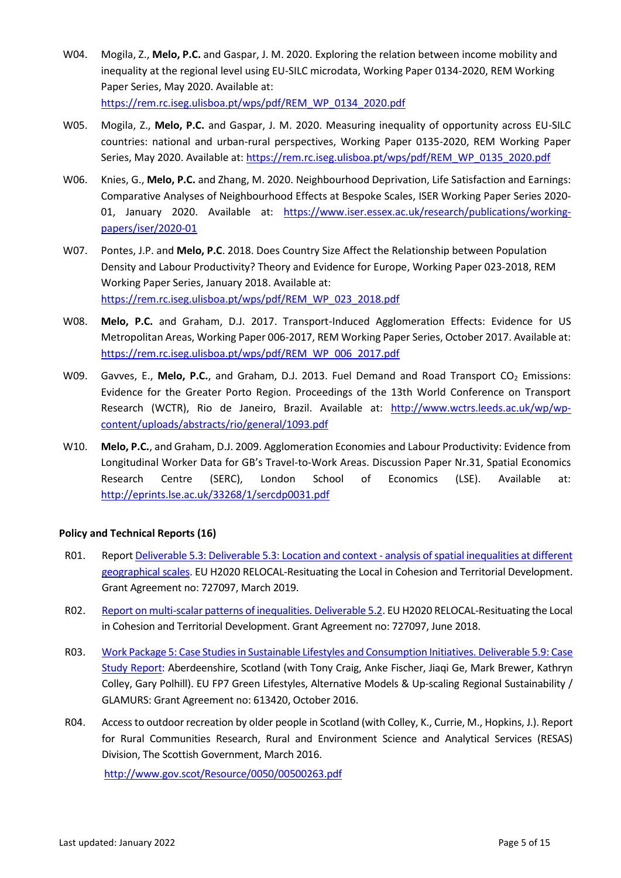W04. Mogila, Z., **Melo, P.C.** and Gaspar, J. M. 2020. Exploring the relation between income mobility and inequality at the regional level using EU-SILC microdata, Working Paper 0134-2020, REM Working Paper Series, May 2020. Available at: https://rem.rc.iseg.ulisboa.pt/wps/pdf/REM_WP_0134_2020.pdf

W05. Mogila, Z., **Melo, P.C.** and Gaspar, J. M. 2020. Measuring inequality of opportunity across EU-SILC countries: national and urban-rural perspectives, Working Paper 0135-2020, REM Working Paper Series, May 2020. Available at: https://rem.rc.iseg.ulisboa.pt/wps/pdf/REM_WP_0135_2020.pdf

W06. Knies, G., **Melo, P.C.** and Zhang, M. 2020. Neighbourhood Deprivation, Life Satisfaction and Earnings: Comparative Analyses of Neighbourhood Effects at Bespoke Scales, ISER Working Paper Series 2020-01, January 2020. Available at: https://www.iser.essex.ac.uk/research/publications/working-papers/iser/2020-01

W07. Pontes, J.P. and **Melo, P.C**. 2018. Does Country Size Affect the Relationship between Population Density and Labour Productivity? Theory and Evidence for Europe, Working Paper 023-2018, REM Working Paper Series, January 2018. Available at: https://rem.rc.iseg.ulisboa.pt/wps/pdf/REM_WP_023_2018.pdf

W08. **Melo, P.C.** and Graham, D.J. 2017. Transport-Induced Agglomeration Effects: Evidence for US Metropolitan Areas, Working Paper 006-2017, REM Working Paper Series, October 2017. Available at: https://rem.rc.iseg.ulisboa.pt/wps/pdf/REM_WP_006_2017.pdf

W09. Gavves, E., **Melo, P.C.**, and Graham, D.J. 2013. Fuel Demand and Road Transport $CO_2$ Emissions: Evidence for the Greater Porto Region. Proceedings of the 13th World Conference on Transport Research (WCTR), Rio de Janeiro, Brazil. Available at: http://www.wctrs.leeds.ac.uk/wp/wp-content/uploads/abstracts/rio/general/1093.pdf

W10. **Melo, P.C.**, and Graham, D.J. 2009. Agglomeration Economies and Labour Productivity: Evidence from Longitudinal Worker Data for GB's Travel-to-Work Areas. Discussion Paper Nr.31, Spatial Economics Research Centre (SERC), London School of Economics (LSE). Available at: http://eprints.lse.ac.uk/33268/1/sercdp0031.pdf

**Policy and Technical Reports (16)**

R01. Report Deliverable 5.3: Deliverable 5.3: Location and context - analysis of spatial inequalities at different geographical scales. EU H2020 RELOCAL-Resituating the Local in Cohesion and Territorial Development. Grant Agreement no: 727097, March 2019.

R02. Report on multi-scalar patterns of inequalities. Deliverable 5.2. EU H2020 RELOCAL-Resituating the Local in Cohesion and Territorial Development. Grant Agreement no: 727097, June 2018.

R03. Work Package 5: Case Studies in Sustainable Lifestyles and Consumption Initiatives. Deliverable 5.9: Case Study Report: Aberdeenshire, Scotland (with Tony Craig, Anke Fischer, Jiaqi Ge, Mark Brewer, Kathryn Colley, Gary Polhill). EU FP7 Green Lifestyles, Alternative Models & Up-scaling Regional Sustainability / GLAMURS: Grant Agreement no: 613420, October 2016.

R04. Access to outdoor recreation by older people in Scotland (with Colley, K., Currie, M., Hopkins, J.). Report for Rural Communities Research, Rural and Environment Science and Analytical Services (RESAS) Division, The Scottish Government, March 2016.

http://www.gov.scot/Resource/0050/00500263.pdf

Last updated: January 2022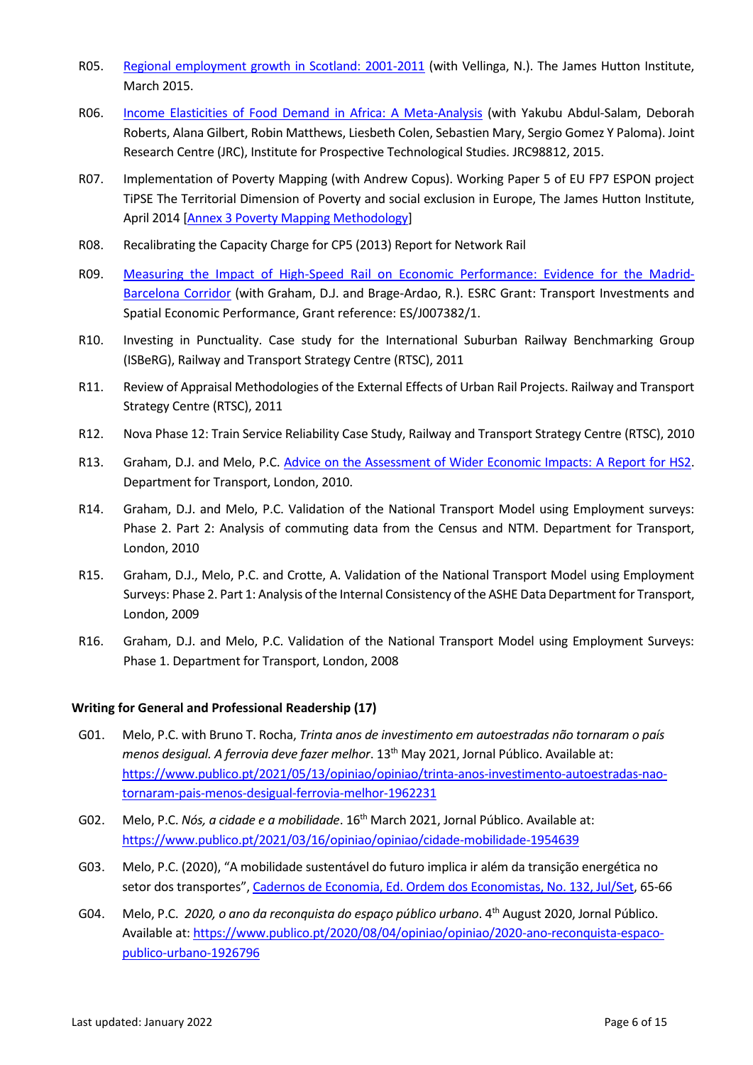R05. [Regional employment growth in Scotland: 2001-2011] (with Vellinga, N.). The James Hutton Institute, March 2015.

R06. [Income Elasticities of Food Demand in Africa: A Meta-Analysis] (with Yakubu Abdul-Salam, Deborah Roberts, Alana Gilbert, Robin Matthews, Liesbeth Colen, Sebastien Mary, Sergio Gomez Y Paloma). Joint Research Centre (JRC), Institute for Prospective Technological Studies. JRC98812, 2015.

R07. Implementation of Poverty Mapping (with Andrew Copus). Working Paper 5 of EU FP7 ESPON project TiPSE The Territorial Dimension of Poverty and social exclusion in Europe, The James Hutton Institute, April 2014 [Annex 3 Poverty Mapping Methodology]

R08. Recalibrating the Capacity Charge for CP5 (2013) Report for Network Rail

R09. [Measuring the Impact of High-Speed Rail on Economic Performance: Evidence for the Madrid-Barcelona Corridor] (with Graham, D.J. and Brage-Ardao, R.). ESRC Grant: Transport Investments and Spatial Economic Performance, Grant reference: ES/J007382/1.

R10. Investing in Punctuality. Case study for the International Suburban Railway Benchmarking Group (ISBeRG), Railway and Transport Strategy Centre (RTSC), 2011

R11. Review of Appraisal Methodologies of the External Effects of Urban Rail Projects. Railway and Transport Strategy Centre (RTSC), 2011

R12. Nova Phase 12: Train Service Reliability Case Study, Railway and Transport Strategy Centre (RTSC), 2010

R13. Graham, D.J. and Melo, P.C. [Advice on the Assessment of Wider Economic Impacts: A Report for HS2]. Department for Transport, London, 2010.

R14. Graham, D.J. and Melo, P.C. Validation of the National Transport Model using Employment surveys: Phase 2. Part 2: Analysis of commuting data from the Census and NTM. Department for Transport, London, 2010

R15. Graham, D.J., Melo, P.C. and Crotte, A. Validation of the National Transport Model using Employment Surveys: Phase 2. Part 1: Analysis of the Internal Consistency of the ASHE Data Department for Transport, London, 2009

R16. Graham, D.J. and Melo, P.C. Validation of the National Transport Model using Employment Surveys: Phase 1. Department for Transport, London, 2008

**Writing for General and Professional Readership (17)**

G01. Melo, P.C. with Bruno T. Rocha, *Trinta anos de investimento em autoestradas não tornaram o país menos desigual. A ferrovia deve fazer melhor*. 13th May 2021, Jornal Público. Available at: https://www.publico.pt/2021/05/13/opiniao/opiniao/trinta-anos-investimento-autoestradas-nao-tornaram-pais-menos-desigual-ferrovia-melhor-1962231

G02. Melo, P.C. *Nós, a cidade e a mobilidade*. 16th March 2021, Jornal Público. Available at: https://www.publico.pt/2021/03/16/opiniao/opiniao/cidade-mobilidade-1954639

G03. Melo, P.C. (2020), "A mobilidade sustentável do futuro implica ir além da transição energética no setor dos transportes", [Cadernos de Economia, Ed. Ordem dos Economistas, No. 132, Jul/Set], 65-66

G04. Melo, P.C. *2020, o ano da reconquista do espaço público urbano*. 4th August 2020, Jornal Público. Available at: https://www.publico.pt/2020/08/04/opiniao/opiniao/2020-ano-reconquista-espaco-publico-urbano-1926796

Last updated: January 2022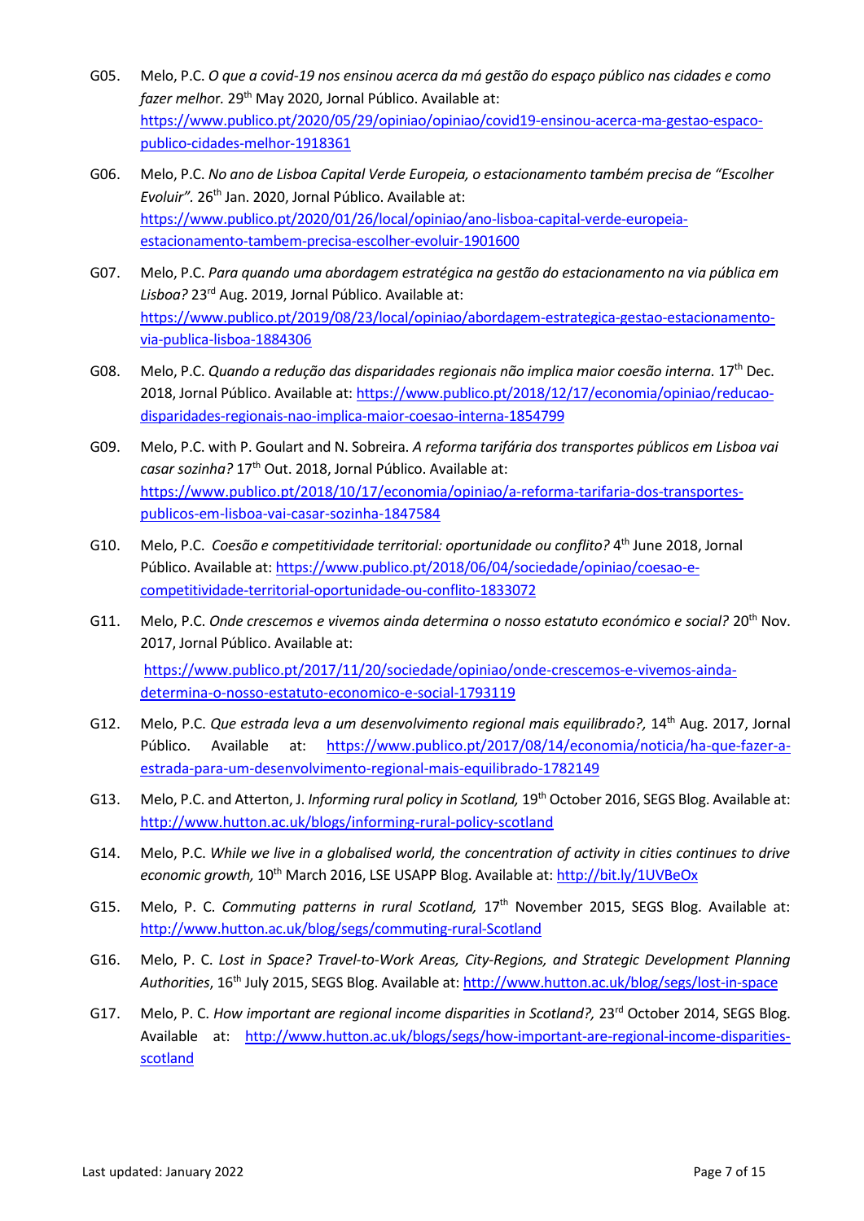- G05. Melo, P.C. *O que a covid-19 nos ensinou acerca da má gestão do espaço público nas cidades e como fazer melhor.* 29th May 2020, Jornal Público. Available at: https://www.publico.pt/2020/05/29/opiniao/opiniao/covid19-ensinou-acerca-ma-gestao-espaco-publico-cidades-melhor-1918361

- G06. Melo, P.C. *No ano de Lisboa Capital Verde Europeia, o estacionamento também precisa de "Escolher Evoluir".* 26th Jan. 2020, Jornal Público. Available at: https://www.publico.pt/2020/01/26/local/opiniao/ano-lisboa-capital-verde-europeia-estacionamento-tambem-precisa-escolher-evoluir-1901600

- G07. Melo, P.C. *Para quando uma abordagem estratégica na gestão do estacionamento na via pública em Lisboa?* 23rd Aug. 2019, Jornal Público. Available at: https://www.publico.pt/2019/08/23/local/opiniao/abordagem-estrategica-gestao-estacionamento-via-publica-lisboa-1884306

- G08. Melo, P.C. *Quando a redução das disparidades regionais não implica maior coesão interna.* 17th Dec. 2018, Jornal Público. Available at: https://www.publico.pt/2018/12/17/economia/opiniao/reducao-disparidades-regionais-nao-implica-maior-coesao-interna-1854799

- G09. Melo, P.C. with P. Goulart and N. Sobreira. *A reforma tarifária dos transportes públicos em Lisboa vai casar sozinha?* 17th Out. 2018, Jornal Público. Available at: https://www.publico.pt/2018/10/17/economia/opiniao/a-reforma-tarifaria-dos-transportes-publicos-em-lisboa-vai-casar-sozinha-1847584

- G10. Melo, P.C. *Coesão e competitividade territorial: oportunidade ou conflito?* 4th June 2018, Jornal Público. Available at: https://www.publico.pt/2018/06/04/sociedade/opiniao/coesao-e-competitividade-territorial-oportunidade-ou-conflito-1833072

- G11. Melo, P.C. *Onde crescemos e vivemos ainda determina o nosso estatuto económico e social?* 20th Nov. 2017, Jornal Público. Available at: https://www.publico.pt/2017/11/20/sociedade/opiniao/onde-crescemos-e-vivemos-ainda-determina-o-nosso-estatuto-economico-e-social-1793119

- G12. Melo, P.C. *Que estrada leva a um desenvolvimento regional mais equilibrado?,* 14th Aug. 2017, Jornal Público. Available at: https://www.publico.pt/2017/08/14/economia/noticia/ha-que-fazer-a-estrada-para-um-desenvolvimento-regional-mais-equilibrado-1782149

- G13. Melo, P.C. and Atterton, J. *Informing rural policy in Scotland,* 19th October 2016, SEGS Blog. Available at: http://www.hutton.ac.uk/blogs/informing-rural-policy-scotland

- G14. Melo, P.C. *While we live in a globalised world, the concentration of activity in cities continues to drive economic growth,* 10th March 2016, LSE USAPP Blog. Available at: http://bit.ly/1UVBeOx

- G15. Melo, P. C. *Commuting patterns in rural Scotland,* 17th November 2015, SEGS Blog. Available at: http://www.hutton.ac.uk/blog/segs/commuting-rural-Scotland

- G16. Melo, P. C. *Lost in Space? Travel-to-Work Areas, City-Regions, and Strategic Development Planning Authorities*, 16th July 2015, SEGS Blog. Available at: http://www.hutton.ac.uk/blog/segs/lost-in-space

- G17. Melo, P. C. *How important are regional income disparities in Scotland?,* 23rd October 2014, SEGS Blog. Available at: http://www.hutton.ac.uk/blogs/segs/how-important-are-regional-income-disparities-scotland

Last updated: January 2022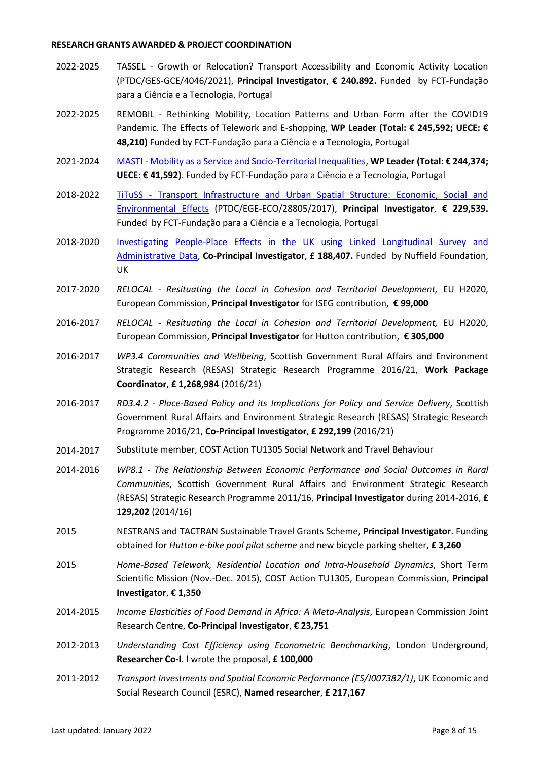## RESEARCH GRANTS AWARDED & PROJECT COORDINATION

- **2022-2025** TASSEL - Growth or Relocation? Transport Accessibility and Economic Activity Location (PTDC/GES-GCE/4046/2021), **Principal Investigator**, **€ 240.892.** Funded by FCT-Fundação para a Ciência e a Tecnologia, Portugal
- **2022-2025** REMOBIL - Rethinking Mobility, Location Patterns and Urban Form after the COVID19 Pandemic. The Effects of Telework and E-shopping, **WP Leader (Total: € 245,592; UECE: € 48,210)** Funded by FCT-Fundação para a Ciência e a Tecnologia, Portugal
- **2021-2024** MASTI - Mobility as a Service and Socio-Territorial Inequalities, **WP Leader (Total: € 244,374; UECE: € 41,592)**. Funded by FCT-Fundação para a Ciência e a Tecnologia, Portugal
- **2018-2022** TiTuSS - Transport Infrastructure and Urban Spatial Structure: Economic, Social and Environmental Effects (PTDC/EGE-ECO/28805/2017), **Principal Investigator**, **€ 229,539.** Funded by FCT-Fundação para a Ciência e a Tecnologia, Portugal
- **2018-2020** Investigating People-Place Effects in the UK using Linked Longitudinal Survey and Administrative Data, **Co-Principal Investigator**, **£ 188,407.** Funded by Nuffield Foundation, UK
- **2017-2020** *RELOCAL - Resituating the Local in Cohesion and Territorial Development,* EU H2020, European Commission, **Principal Investigator** for ISEG contribution, **€ 99,000**
- **2016-2017** *RELOCAL - Resituating the Local in Cohesion and Territorial Development,* EU H2020, European Commission, **Principal Investigator** for Hutton contribution, **€ 305,000**
- **2016-2017** *WP3.4 Communities and Wellbeing*, Scottish Government Rural Affairs and Environment Strategic Research (RESAS) Strategic Research Programme 2016/21, **Work Package Coordinator**, **£ 1,268,984** (2016/21)
- **2016-2017** *RD3.4.2 - Place-Based Policy and its Implications for Policy and Service Delivery*, Scottish Government Rural Affairs and Environment Strategic Research (RESAS) Strategic Research Programme 2016/21, **Co-Principal Investigator**, **£ 292,199** (2016/21)
- **2014-2017** Substitute member, COST Action TU1305 Social Network and Travel Behaviour
- **2014-2016** *WP8.1 - The Relationship Between Economic Performance and Social Outcomes in Rural Communities*, Scottish Government Rural Affairs and Environment Strategic Research (RESAS) Strategic Research Programme 2011/16, **Principal Investigator** during 2014-2016, **£ 129,202** (2014/16)
- **2015** NESTRANS and TACTRAN Sustainable Travel Grants Scheme, **Principal Investigator**. Funding obtained for *Hutton e-bike pool pilot scheme* and new bicycle parking shelter, **£ 3,260**
- **2015** *Home-Based Telework, Residential Location and Intra-Household Dynamics*, Short Term Scientific Mission (Nov.-Dec. 2015), COST Action TU1305, European Commission, **Principal Investigator**, **€ 1,350**
- **2014-2015** *Income Elasticities of Food Demand in Africa: A Meta-Analysis*, European Commission Joint Research Centre, **Co-Principal Investigator**, **€ 23,751**
- **2012-2013** *Understanding Cost Efficiency using Econometric Benchmarking*, London Underground, **Researcher Co-I**. I wrote the proposal, **£ 100,000**
- **2011-2012** *Transport Investments and Spatial Economic Performance (ES/J007382/1)*, UK Economic and Social Research Council (ESRC), **Named researcher**, **£ 217,167**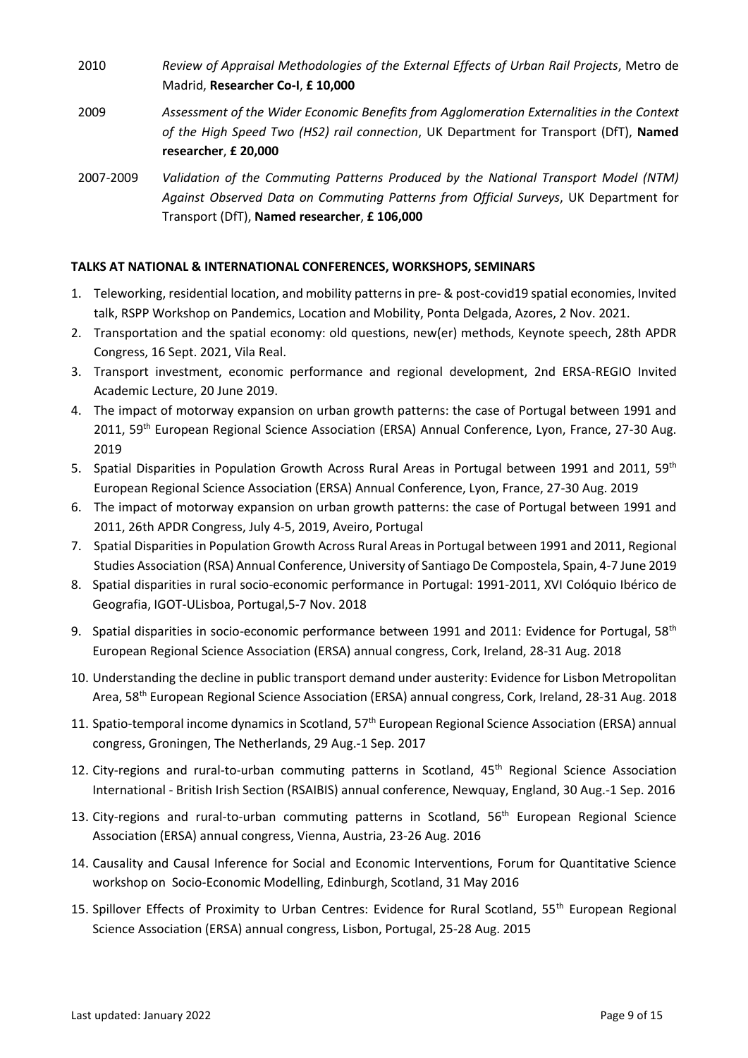2010 *Review of Appraisal Methodologies of the External Effects of Urban Rail Projects*, Metro de Madrid, **Researcher Co-I**, **£ 10,000**

2009 *Assessment of the Wider Economic Benefits from Agglomeration Externalities in the Context of the High Speed Two (HS2) rail connection*, UK Department for Transport (DfT), **Named researcher**, **£ 20,000**

2007-2009 *Validation of the Commuting Patterns Produced by the National Transport Model (NTM) Against Observed Data on Commuting Patterns from Official Surveys*, UK Department for Transport (DfT), **Named researcher**, **£ 106,000**

**TALKS AT NATIONAL & INTERNATIONAL CONFERENCES, WORKSHOPS, SEMINARS**

1. Teleworking, residential location, and mobility patterns in pre- & post-covid19 spatial economies, Invited talk, RSPP Workshop on Pandemics, Location and Mobility, Ponta Delgada, Azores, 2 Nov. 2021.
2. Transportation and the spatial economy: old questions, new(er) methods, Keynote speech, 28th APDR Congress, 16 Sept. 2021, Vila Real.
3. Transport investment, economic performance and regional development, 2nd ERSA-REGIO Invited Academic Lecture, 20 June 2019.
4. The impact of motorway expansion on urban growth patterns: the case of Portugal between 1991 and 2011, 59th European Regional Science Association (ERSA) Annual Conference, Lyon, France, 27-30 Aug. 2019
5. Spatial Disparities in Population Growth Across Rural Areas in Portugal between 1991 and 2011, 59th European Regional Science Association (ERSA) Annual Conference, Lyon, France, 27-30 Aug. 2019
6. The impact of motorway expansion on urban growth patterns: the case of Portugal between 1991 and 2011, 26th APDR Congress, July 4-5, 2019, Aveiro, Portugal
7. Spatial Disparities in Population Growth Across Rural Areas in Portugal between 1991 and 2011, Regional Studies Association (RSA) Annual Conference, University of Santiago De Compostela, Spain, 4-7 June 2019
8. Spatial disparities in rural socio-economic performance in Portugal: 1991-2011, XVI Colóquio Ibérico de Geografia, IGOT-ULisboa, Portugal,5-7 Nov. 2018
9. Spatial disparities in socio-economic performance between 1991 and 2011: Evidence for Portugal, 58th European Regional Science Association (ERSA) annual congress, Cork, Ireland, 28-31 Aug. 2018
10. Understanding the decline in public transport demand under austerity: Evidence for Lisbon Metropolitan Area, 58th European Regional Science Association (ERSA) annual congress, Cork, Ireland, 28-31 Aug. 2018
11. Spatio-temporal income dynamics in Scotland, 57th European Regional Science Association (ERSA) annual congress, Groningen, The Netherlands, 29 Aug.-1 Sep. 2017
12. City-regions and rural-to-urban commuting patterns in Scotland, 45th Regional Science Association International - British Irish Section (RSAIBIS) annual conference, Newquay, England, 30 Aug.-1 Sep. 2016
13. City-regions and rural-to-urban commuting patterns in Scotland, 56th European Regional Science Association (ERSA) annual congress, Vienna, Austria, 23-26 Aug. 2016
14. Causality and Causal Inference for Social and Economic Interventions, Forum for Quantitative Science workshop on Socio-Economic Modelling, Edinburgh, Scotland, 31 May 2016
15. Spillover Effects of Proximity to Urban Centres: Evidence for Rural Scotland, 55th European Regional Science Association (ERSA) annual congress, Lisbon, Portugal, 25-28 Aug. 2015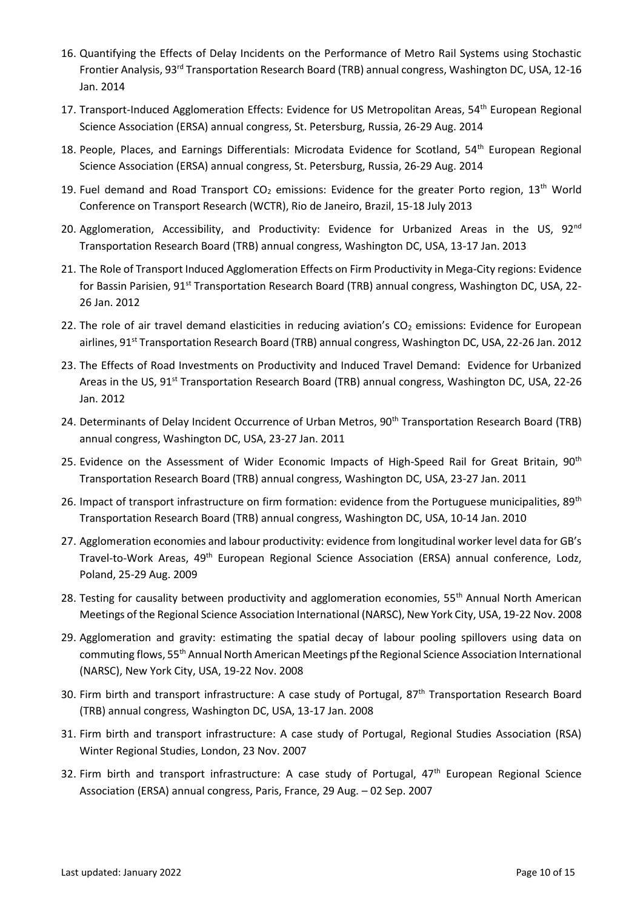16. Quantifying the Effects of Delay Incidents on the Performance of Metro Rail Systems using Stochastic Frontier Analysis, 93rd Transportation Research Board (TRB) annual congress, Washington DC, USA, 12-16 Jan. 2014
17. Transport-Induced Agglomeration Effects: Evidence for US Metropolitan Areas, 54th European Regional Science Association (ERSA) annual congress, St. Petersburg, Russia, 26-29 Aug. 2014
18. People, Places, and Earnings Differentials: Microdata Evidence for Scotland, 54th European Regional Science Association (ERSA) annual congress, St. Petersburg, Russia, 26-29 Aug. 2014
19. Fuel demand and Road Transport $CO_2$ emissions: Evidence for the greater Porto region, 13th World Conference on Transport Research (WCTR), Rio de Janeiro, Brazil, 15-18 July 2013
20. Agglomeration, Accessibility, and Productivity: Evidence for Urbanized Areas in the US, 92nd Transportation Research Board (TRB) annual congress, Washington DC, USA, 13-17 Jan. 2013
21. The Role of Transport Induced Agglomeration Effects on Firm Productivity in Mega-City regions: Evidence for Bassin Parisien, 91st Transportation Research Board (TRB) annual congress, Washington DC, USA, 22-26 Jan. 2012
22. The role of air travel demand elasticities in reducing aviation's $CO_2$ emissions: Evidence for European airlines, 91st Transportation Research Board (TRB) annual congress, Washington DC, USA, 22-26 Jan. 2012
23. The Effects of Road Investments on Productivity and Induced Travel Demand: Evidence for Urbanized Areas in the US, 91st Transportation Research Board (TRB) annual congress, Washington DC, USA, 22-26 Jan. 2012
24. Determinants of Delay Incident Occurrence of Urban Metros, 90th Transportation Research Board (TRB) annual congress, Washington DC, USA, 23-27 Jan. 2011
25. Evidence on the Assessment of Wider Economic Impacts of High-Speed Rail for Great Britain, 90th Transportation Research Board (TRB) annual congress, Washington DC, USA, 23-27 Jan. 2011
26. Impact of transport infrastructure on firm formation: evidence from the Portuguese municipalities, 89th Transportation Research Board (TRB) annual congress, Washington DC, USA, 10-14 Jan. 2010
27. Agglomeration economies and labour productivity: evidence from longitudinal worker level data for GB's Travel-to-Work Areas, 49th European Regional Science Association (ERSA) annual conference, Lodz, Poland, 25-29 Aug. 2009
28. Testing for causality between productivity and agglomeration economies, 55th Annual North American Meetings of the Regional Science Association International (NARSC), New York City, USA, 19-22 Nov. 2008
29. Agglomeration and gravity: estimating the spatial decay of labour pooling spillovers using data on commuting flows, 55th Annual North American Meetings pf the Regional Science Association International (NARSC), New York City, USA, 19-22 Nov. 2008
30. Firm birth and transport infrastructure: A case study of Portugal, 87th Transportation Research Board (TRB) annual congress, Washington DC, USA, 13-17 Jan. 2008
31. Firm birth and transport infrastructure: A case study of Portugal, Regional Studies Association (RSA) Winter Regional Studies, London, 23 Nov. 2007
32. Firm birth and transport infrastructure: A case study of Portugal, 47th European Regional Science Association (ERSA) annual congress, Paris, France, 29 Aug. – 02 Sep. 2007

Last updated: January 2022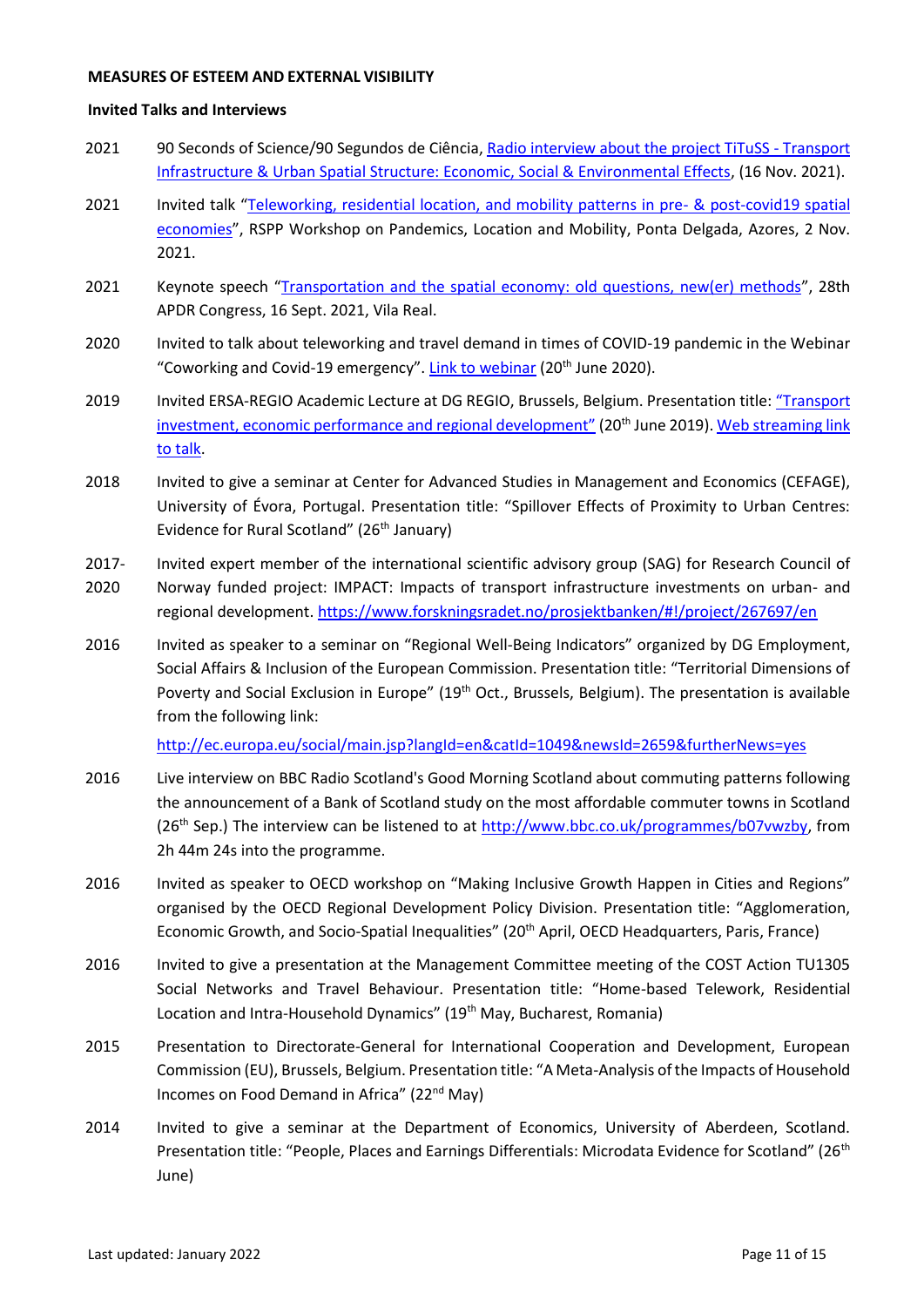**MEASURES OF ESTEEM AND EXTERNAL VISIBILITY**

**Invited Talks and Interviews**

2021 90 Seconds of Science/90 Segundos de Ciência, Radio interview about the project TiTuSS - Transport Infrastructure & Urban Spatial Structure: Economic, Social & Environmental Effects, (16 Nov. 2021).

2021 Invited talk "Teleworking, residential location, and mobility patterns in pre- & post-covid19 spatial economies", RSPP Workshop on Pandemics, Location and Mobility, Ponta Delgada, Azores, 2 Nov. 2021.

2021 Keynote speech "Transportation and the spatial economy: old questions, new(er) methods", 28th APDR Congress, 16 Sept. 2021, Vila Real.

2020 Invited to talk about teleworking and travel demand in times of COVID-19 pandemic in the Webinar "Coworking and Covid-19 emergency". Link to webinar (20th June 2020).

2019 Invited ERSA-REGIO Academic Lecture at DG REGIO, Brussels, Belgium. Presentation title: "Transport investment, economic performance and regional development" (20th June 2019). Web streaming link to talk.

2018 Invited to give a seminar at Center for Advanced Studies in Management and Economics (CEFAGE), University of Évora, Portugal. Presentation title: "Spillover Effects of Proximity to Urban Centres: Evidence for Rural Scotland" (26th January)

2017-2020 Invited expert member of the international scientific advisory group (SAG) for Research Council of Norway funded project: IMPACT: Impacts of transport infrastructure investments on urban- and regional development. https://www.forskningsradet.no/prosjektbanken/#!/project/267697/en

2016 Invited as speaker to a seminar on "Regional Well-Being Indicators" organized by DG Employment, Social Affairs & Inclusion of the European Commission. Presentation title: "Territorial Dimensions of Poverty and Social Exclusion in Europe" (19th Oct., Brussels, Belgium). The presentation is available from the following link:

http://ec.europa.eu/social/main.jsp?langId=en&catId=1049&newsId=2659&furtherNews=yes

2016 Live interview on BBC Radio Scotland's Good Morning Scotland about commuting patterns following the announcement of a Bank of Scotland study on the most affordable commuter towns in Scotland (26th Sep.) The interview can be listened to at http://www.bbc.co.uk/programmes/b07vwzby, from 2h 44m 24s into the programme.

2016 Invited as speaker to OECD workshop on "Making Inclusive Growth Happen in Cities and Regions" organised by the OECD Regional Development Policy Division. Presentation title: "Agglomeration, Economic Growth, and Socio-Spatial Inequalities" (20th April, OECD Headquarters, Paris, France)

2016 Invited to give a presentation at the Management Committee meeting of the COST Action TU1305 Social Networks and Travel Behaviour. Presentation title: "Home-based Telework, Residential Location and Intra-Household Dynamics" (19th May, Bucharest, Romania)

2015 Presentation to Directorate-General for International Cooperation and Development, European Commission (EU), Brussels, Belgium. Presentation title: "A Meta-Analysis of the Impacts of Household Incomes on Food Demand in Africa" (22nd May)

2014 Invited to give a seminar at the Department of Economics, University of Aberdeen, Scotland. Presentation title: "People, Places and Earnings Differentials: Microdata Evidence for Scotland" (26th June)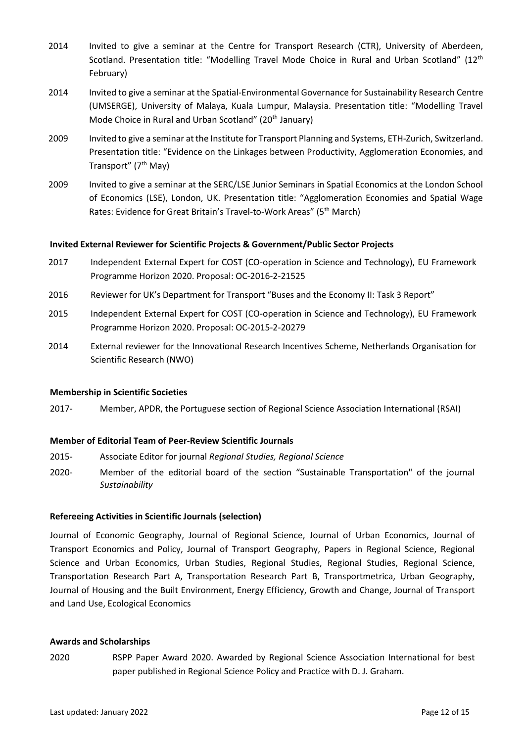2014 Invited to give a seminar at the Centre for Transport Research (CTR), University of Aberdeen, Scotland. Presentation title: "Modelling Travel Mode Choice in Rural and Urban Scotland" (12th February)

2014 Invited to give a seminar at the Spatial-Environmental Governance for Sustainability Research Centre (UMSERGE), University of Malaya, Kuala Lumpur, Malaysia. Presentation title: "Modelling Travel Mode Choice in Rural and Urban Scotland" (20th January)

2009 Invited to give a seminar at the Institute for Transport Planning and Systems, ETH-Zurich, Switzerland. Presentation title: "Evidence on the Linkages between Productivity, Agglomeration Economies, and Transport" (7th May)

2009 Invited to give a seminar at the SERC/LSE Junior Seminars in Spatial Economics at the London School of Economics (LSE), London, UK. Presentation title: "Agglomeration Economies and Spatial Wage Rates: Evidence for Great Britain's Travel-to-Work Areas" (5th March)

**Invited External Reviewer for Scientific Projects & Government/Public Sector Projects**

2017 Independent External Expert for COST (CO-operation in Science and Technology), EU Framework Programme Horizon 2020. Proposal: OC-2016-2-21525

2016 Reviewer for UK's Department for Transport "Buses and the Economy II: Task 3 Report"

2015 Independent External Expert for COST (CO-operation in Science and Technology), EU Framework Programme Horizon 2020. Proposal: OC-2015-2-20279

2014 External reviewer for the Innovational Research Incentives Scheme, Netherlands Organisation for Scientific Research (NWO)

**Membership in Scientific Societies**

2017- Member, APDR, the Portuguese section of Regional Science Association International (RSAI)

**Member of Editorial Team of Peer-Review Scientific Journals**

2015- Associate Editor for journal *Regional Studies, Regional Science*

2020- Member of the editorial board of the section "Sustainable Transportation" of the journal *Sustainability*

**Refereeing Activities in Scientific Journals (selection)**

Journal of Economic Geography, Journal of Regional Science, Journal of Urban Economics, Journal of Transport Economics and Policy, Journal of Transport Geography, Papers in Regional Science, Regional Science and Urban Economics, Urban Studies, Regional Studies, Regional Studies, Regional Science, Transportation Research Part A, Transportation Research Part B, Transportmetrica, Urban Geography, Journal of Housing and the Built Environment, Energy Efficiency, Growth and Change, Journal of Transport and Land Use, Ecological Economics

**Awards and Scholarships**

2020 RSPP Paper Award 2020. Awarded by Regional Science Association International for best paper published in Regional Science Policy and Practice with D. J. Graham.

Last updated: January 2022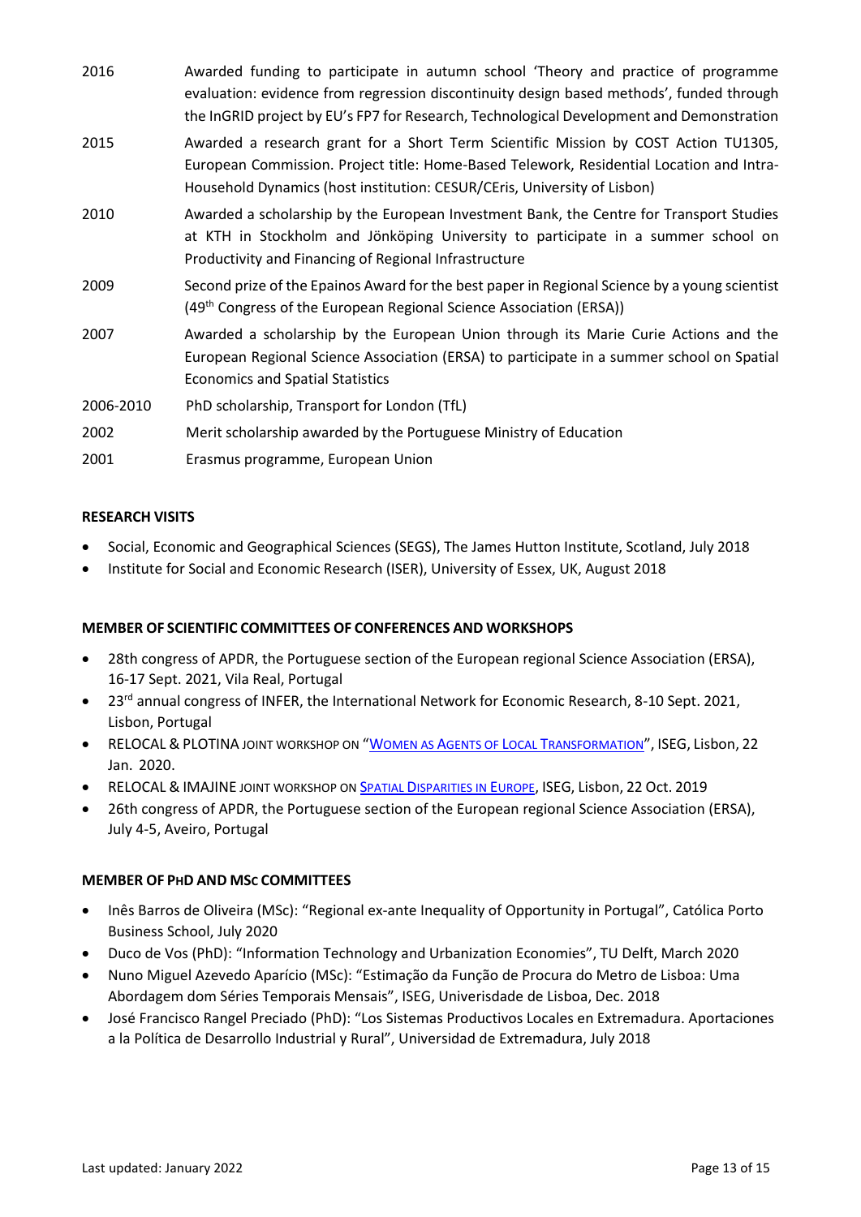| | |
|---|---|
| 2016 | Awarded funding to participate in autumn school 'Theory and practice of programme evaluation: evidence from regression discontinuity design based methods', funded through the InGRID project by EU's FP7 for Research, Technological Development and Demonstration |
| 2015 | Awarded a research grant for a Short Term Scientific Mission by COST Action TU1305, European Commission. Project title: Home-Based Telework, Residential Location and Intra-Household Dynamics (host institution: CESUR/CEris, University of Lisbon) |
| 2010 | Awarded a scholarship by the European Investment Bank, the Centre for Transport Studies at KTH in Stockholm and Jönköping University to participate in a summer school on Productivity and Financing of Regional Infrastructure |
| 2009 | Second prize of the Epainos Award for the best paper in Regional Science by a young scientist (49th Congress of the European Regional Science Association (ERSA)) |
| 2007 | Awarded a scholarship by the European Union through its Marie Curie Actions and the European Regional Science Association (ERSA) to participate in a summer school on Spatial Economics and Spatial Statistics |
| 2006-2010 | PhD scholarship, Transport for London (TfL) |
| 2002 | Merit scholarship awarded by the Portuguese Ministry of Education |
| 2001 | Erasmus programme, European Union |

**RESEARCH VISITS**

- Social, Economic and Geographical Sciences (SEGS), The James Hutton Institute, Scotland, July 2018
- Institute for Social and Economic Research (ISER), University of Essex, UK, August 2018

**MEMBER OF SCIENTIFIC COMMITTEES OF CONFERENCES AND WORKSHOPS**

- 28th congress of APDR, the Portuguese section of the European regional Science Association (ERSA), 16-17 Sept. 2021, Vila Real, Portugal
- 23rd annual congress of INFER, the International Network for Economic Research, 8-10 Sept. 2021, Lisbon, Portugal
- RELOCAL & PLOTINA JOINT WORKSHOP ON "WOMEN AS AGENTS OF LOCAL TRANSFORMATION", ISEG, Lisbon, 22 Jan. 2020.
- RELOCAL & IMAJINE JOINT WORKSHOP ON SPATIAL DISPARITIES IN EUROPE, ISEG, Lisbon, 22 Oct. 2019
- 26th congress of APDR, the Portuguese section of the European regional Science Association (ERSA), July 4-5, Aveiro, Portugal

**MEMBER OF PHD AND MSC COMMITTEES**

- Inês Barros de Oliveira (MSc): "Regional ex-ante Inequality of Opportunity in Portugal", Católica Porto Business School, July 2020
- Duco de Vos (PhD): "Information Technology and Urbanization Economies", TU Delft, March 2020
- Nuno Miguel Azevedo Aparício (MSc): "Estimação da Função de Procura do Metro de Lisboa: Uma Abordagem dom Séries Temporais Mensais", ISEG, Univerisdade de Lisboa, Dec. 2018
- José Francisco Rangel Preciado (PhD): "Los Sistemas Productivos Locales en Extremadura. Aportaciones a la Política de Desarrollo Industrial y Rural", Universidad de Extremadura, July 2018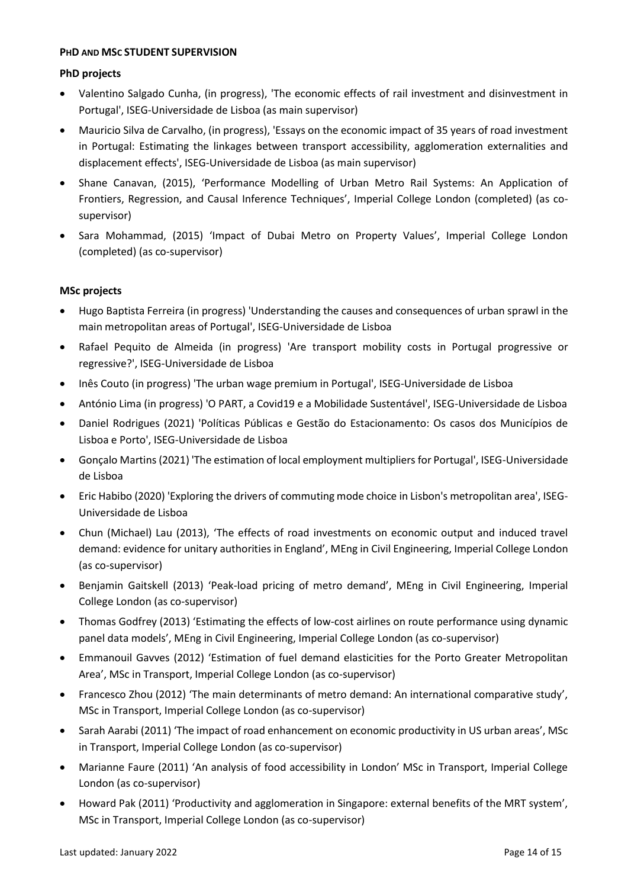**PHD AND MSC STUDENT SUPERVISION**

**PhD projects**

- Valentino Salgado Cunha, (in progress), 'The economic effects of rail investment and disinvestment in Portugal', ISEG-Universidade de Lisboa (as main supervisor)
- Mauricio Silva de Carvalho, (in progress), 'Essays on the economic impact of 35 years of road investment in Portugal: Estimating the linkages between transport accessibility, agglomeration externalities and displacement effects', ISEG-Universidade de Lisboa (as main supervisor)
- Shane Canavan, (2015), 'Performance Modelling of Urban Metro Rail Systems: An Application of Frontiers, Regression, and Causal Inference Techniques', Imperial College London (completed) (as co-supervisor)
- Sara Mohammad, (2015) 'Impact of Dubai Metro on Property Values', Imperial College London (completed) (as co-supervisor)

**MSc projects**

- Hugo Baptista Ferreira (in progress) 'Understanding the causes and consequences of urban sprawl in the main metropolitan areas of Portugal', ISEG-Universidade de Lisboa
- Rafael Pequito de Almeida (in progress) 'Are transport mobility costs in Portugal progressive or regressive?', ISEG-Universidade de Lisboa
- Inês Couto (in progress) 'The urban wage premium in Portugal', ISEG-Universidade de Lisboa
- António Lima (in progress) 'O PART, a Covid19 e a Mobilidade Sustentável', ISEG-Universidade de Lisboa
- Daniel Rodrigues (2021) 'Políticas Públicas e Gestão do Estacionamento: Os casos dos Municípios de Lisboa e Porto', ISEG-Universidade de Lisboa
- Gonçalo Martins (2021) 'The estimation of local employment multipliers for Portugal', ISEG-Universidade de Lisboa
- Eric Habibo (2020) 'Exploring the drivers of commuting mode choice in Lisbon's metropolitan area', ISEG-Universidade de Lisboa
- Chun (Michael) Lau (2013), 'The effects of road investments on economic output and induced travel demand: evidence for unitary authorities in England', MEng in Civil Engineering, Imperial College London (as co-supervisor)
- Benjamin Gaitskell (2013) 'Peak-load pricing of metro demand', MEng in Civil Engineering, Imperial College London (as co-supervisor)
- Thomas Godfrey (2013) 'Estimating the effects of low-cost airlines on route performance using dynamic panel data models', MEng in Civil Engineering, Imperial College London (as co-supervisor)
- Emmanouil Gavves (2012) 'Estimation of fuel demand elasticities for the Porto Greater Metropolitan Area', MSc in Transport, Imperial College London (as co-supervisor)
- Francesco Zhou (2012) 'The main determinants of metro demand: An international comparative study', MSc in Transport, Imperial College London (as co-supervisor)
- Sarah Aarabi (2011) 'The impact of road enhancement on economic productivity in US urban areas', MSc in Transport, Imperial College London (as co-supervisor)
- Marianne Faure (2011) 'An analysis of food accessibility in London' MSc in Transport, Imperial College London (as co-supervisor)
- Howard Pak (2011) 'Productivity and agglomeration in Singapore: external benefits of the MRT system', MSc in Transport, Imperial College London (as co-supervisor)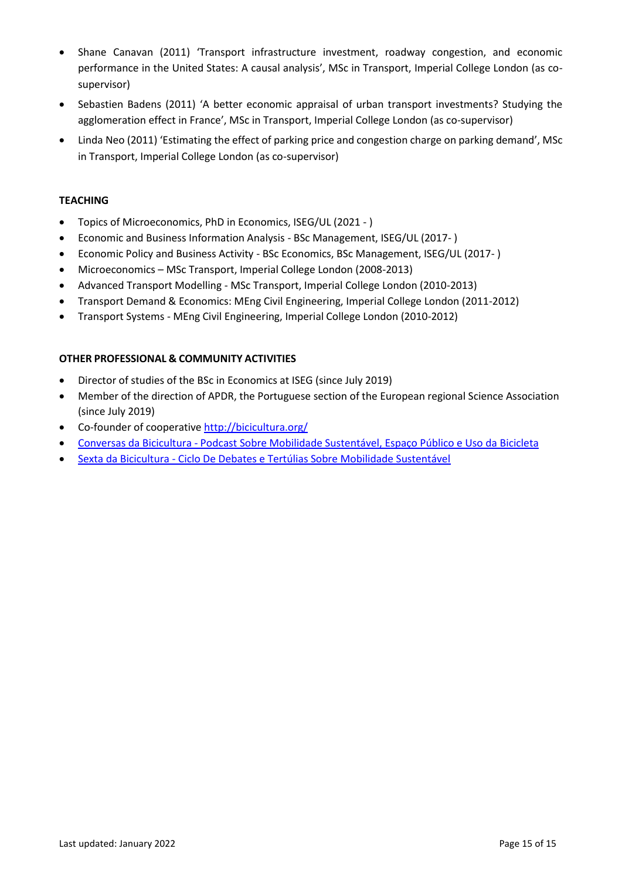- Shane Canavan (2011) 'Transport infrastructure investment, roadway congestion, and economic performance in the United States: A causal analysis', MSc in Transport, Imperial College London (as co-supervisor)
- Sebastien Badens (2011) 'A better economic appraisal of urban transport investments? Studying the agglomeration effect in France', MSc in Transport, Imperial College London (as co-supervisor)
- Linda Neo (2011) 'Estimating the effect of parking price and congestion charge on parking demand', MSc in Transport, Imperial College London (as co-supervisor)

**TEACHING**

- Topics of Microeconomics, PhD in Economics, ISEG/UL (2021 - )
- Economic and Business Information Analysis - BSc Management, ISEG/UL (2017- )
- Economic Policy and Business Activity - BSc Economics, BSc Management, ISEG/UL (2017- )
- Microeconomics – MSc Transport, Imperial College London (2008-2013)
- Advanced Transport Modelling - MSc Transport, Imperial College London (2010-2013)
- Transport Demand & Economics: MEng Civil Engineering, Imperial College London (2011-2012)
- Transport Systems - MEng Civil Engineering, Imperial College London (2010-2012)

**OTHER PROFESSIONAL & COMMUNITY ACTIVITIES**

- Director of studies of the BSc in Economics at ISEG (since July 2019)
- Member of the direction of APDR, the Portuguese section of the European regional Science Association (since July 2019)
- Co-founder of cooperative http://bicicultura.org/
- Conversas da Bicicultura - Podcast Sobre Mobilidade Sustentável, Espaço Público e Uso da Bicicleta
- Sexta da Bicicultura - Ciclo De Debates e Tertúlias Sobre Mobilidade Sustentável

Last updated: January 2022